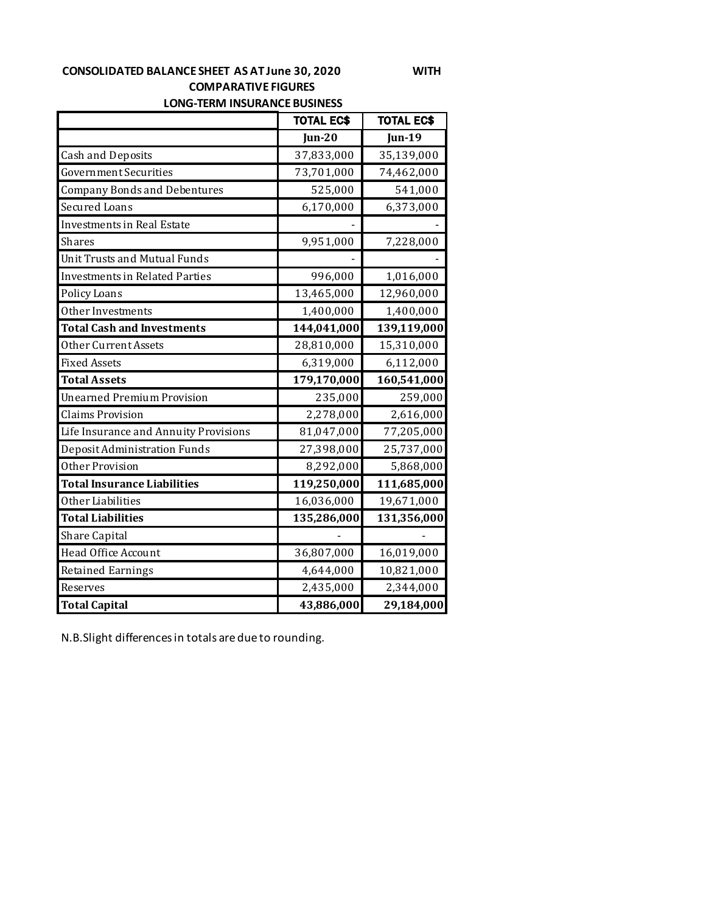**CONSOLIDATED BALANCE SHEET AS AT June 30, 2020 WITH COMPARATIVE FIGURES**

**LONG-TERM INSURANCE BUSINESS**

| | TOTAL EC$ | TOTAL EC$ |
|---|---|---|
| | Jun-20 | Jun-19 |
| Cash and Deposits | 37,833,000 | 35,139,000 |
| Government Securities | 73,701,000 | 74,462,000 |
| Company Bonds and Debentures | 525,000 | 541,000 |
| Secured Loans | 6,170,000 | 6,373,000 |
| Investments in Real Estate | - | - |
| Shares | 9,951,000 | 7,228,000 |
| Unit Trusts and Mutual Funds | - | - |
| Investments in Related Parties | 996,000 | 1,016,000 |
| Policy Loans | 13,465,000 | 12,960,000 |
| Other Investments | 1,400,000 | 1,400,000 |
| **Total Cash and Investments** | **144,041,000** | **139,119,000** |
| Other Current Assets | 28,810,000 | 15,310,000 |
| Fixed Assets | 6,319,000 | 6,112,000 |
| **Total Assets** | **179,170,000** | **160,541,000** |
| Unearned Premium Provision | 235,000 | 259,000 |
| Claims Provision | 2,278,000 | 2,616,000 |
| Life Insurance and Annuity Provisions | 81,047,000 | 77,205,000 |
| Deposit Administration Funds | 27,398,000 | 25,737,000 |
| Other Provision | 8,292,000 | 5,868,000 |
| **Total Insurance Liabilities** | **119,250,000** | **111,685,000** |
| Other Liabilities | 16,036,000 | 19,671,000 |
| **Total Liabilities** | **135,286,000** | **131,356,000** |
| Share Capital | - | - |
| Head Office Account | 36,807,000 | 16,019,000 |
| Retained Earnings | 4,644,000 | 10,821,000 |
| Reserves | 2,435,000 | 2,344,000 |
| **Total Capital** | **43,886,000** | **29,184,000** |

N.B.Slight differences in totals are due to rounding.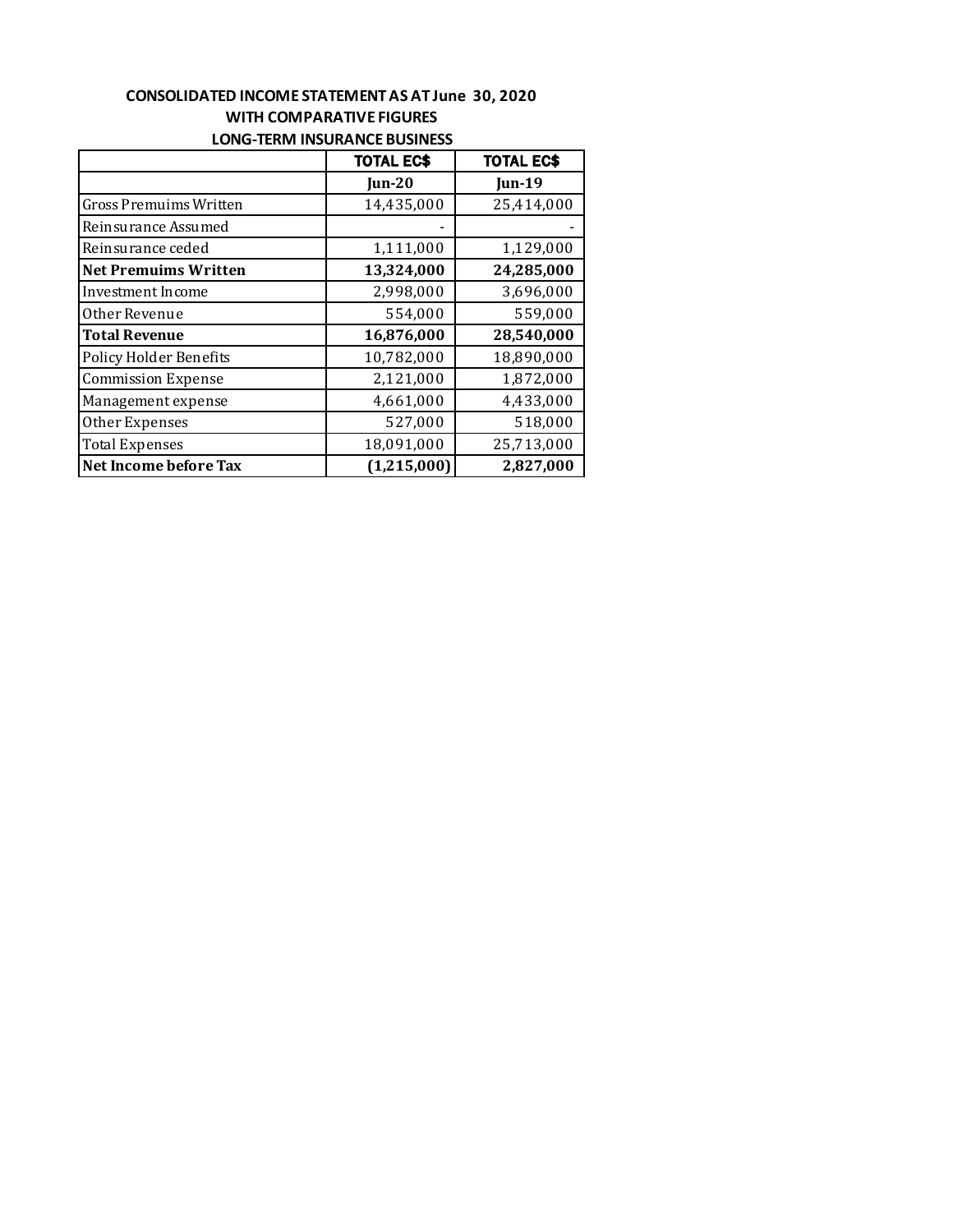**CONSOLIDATED INCOME STATEMENT AS AT June 30, 2020**
**WITH COMPARATIVE FIGURES**
**LONG-TERM INSURANCE BUSINESS**

| | TOTAL EC$ | TOTAL EC$ |
|---|---|---|
| | **Jun-20** | **Jun-19** |
| Gross Premuims Written | 14,435,000 | 25,414,000 |
| Reinsurance Assumed | - | - |
| Reinsurance ceded | 1,111,000 | 1,129,000 |
| **Net Premuims Written** | **13,324,000** | **24,285,000** |
| Investment Income | 2,998,000 | 3,696,000 |
| Other Revenue | 554,000 | 559,000 |
| **Total Revenue** | **16,876,000** | **28,540,000** |
| Policy Holder Benefits | 10,782,000 | 18,890,000 |
| Commission Expense | 2,121,000 | 1,872,000 |
| Management expense | 4,661,000 | 4,433,000 |
| Other Expenses | 527,000 | 518,000 |
| Total Expenses | 18,091,000 | 25,713,000 |
| **Net Income before Tax** | **(1,215,000)** | **2,827,000** |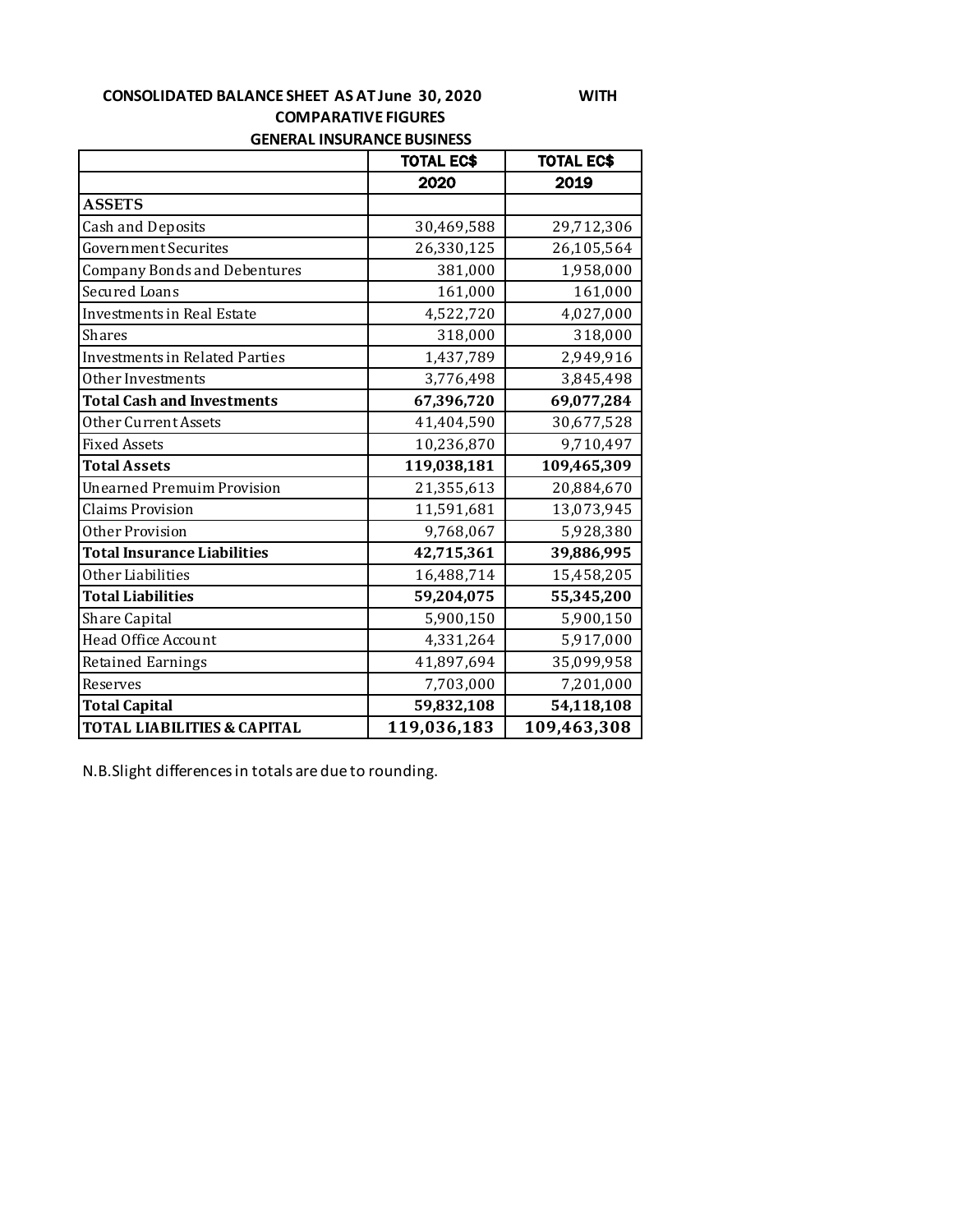**CONSOLIDATED BALANCE SHEET AS AT June 30, 2020 WITH COMPARATIVE FIGURES**

**GENERAL INSURANCE BUSINESS**

| | **TOTAL EC$** | **TOTAL EC$** |
|---|---|---|
| | **2020** | **2019** |
| **ASSETS** | | |
| Cash and Deposits | 30,469,588 | 29,712,306 |
| Government Securites | 26,330,125 | 26,105,564 |
| Company Bonds and Debentures | 381,000 | 1,958,000 |
| Secured Loans | 161,000 | 161,000 |
| Investments in Real Estate | 4,522,720 | 4,027,000 |
| Shares | 318,000 | 318,000 |
| Investments in Related Parties | 1,437,789 | 2,949,916 |
| Other Investments | 3,776,498 | 3,845,498 |
| **Total Cash and Investments** | **67,396,720** | **69,077,284** |
| Other Current Assets | 41,404,590 | 30,677,528 |
| Fixed Assets | 10,236,870 | 9,710,497 |
| **Total Assets** | **119,038,181** | **109,465,309** |
| Unearned Premuim Provision | 21,355,613 | 20,884,670 |
| Claims Provision | 11,591,681 | 13,073,945 |
| Other Provision | 9,768,067 | 5,928,380 |
| **Total Insurance Liabilities** | **42,715,361** | **39,886,995** |
| Other Liabilities | 16,488,714 | 15,458,205 |
| **Total Liabilities** | **59,204,075** | **55,345,200** |
| Share Capital | 5,900,150 | 5,900,150 |
| Head Office Account | 4,331,264 | 5,917,000 |
| Retained Earnings | 41,897,694 | 35,099,958 |
| Reserves | 7,703,000 | 7,201,000 |
| **Total Capital** | **59,832,108** | **54,118,108** |
| **TOTAL LIABILITIES & CAPITAL** | **119,036,183** | **109,463,308** |

N.B.Slight differences in totals are due to rounding.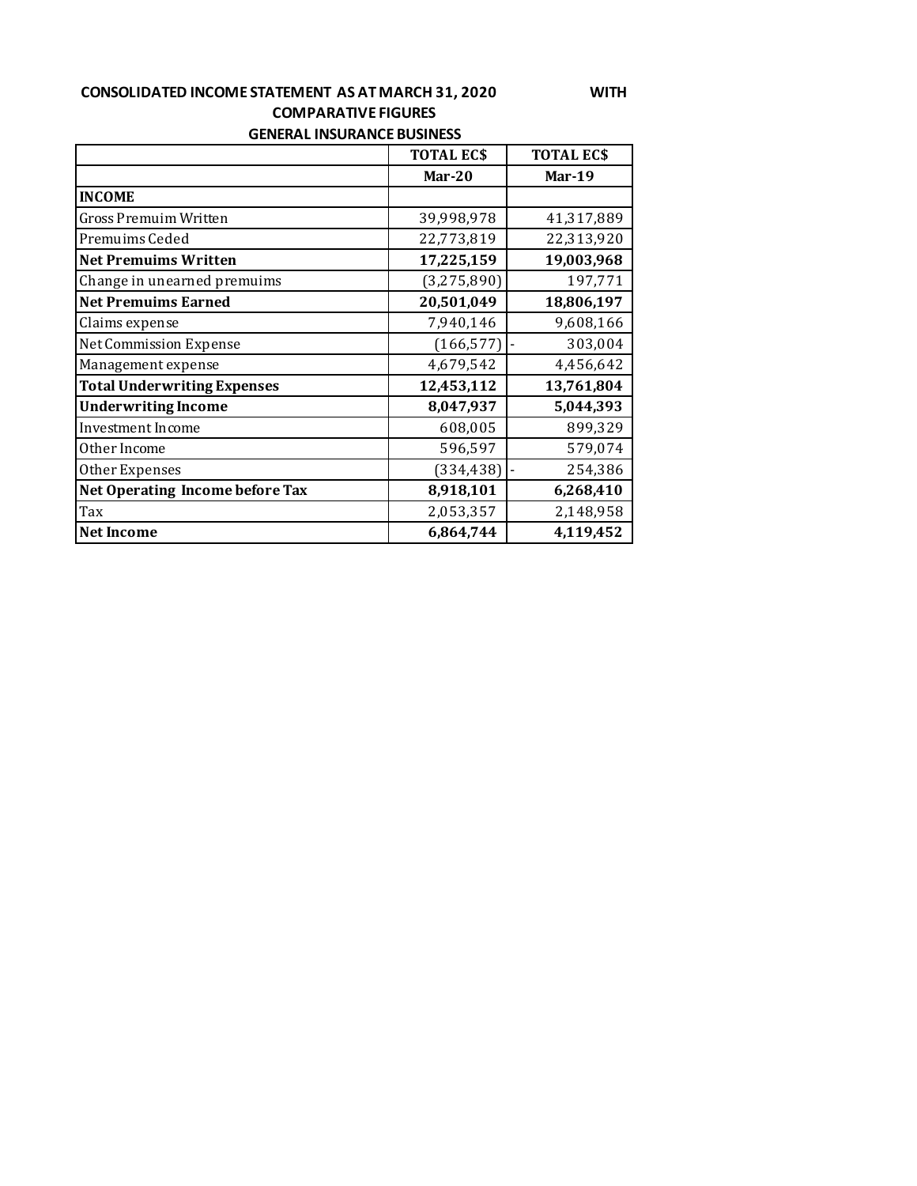**CONSOLIDATED INCOME STATEMENT AS AT MARCH 31, 2020 WITH COMPARATIVE FIGURES**

**GENERAL INSURANCE BUSINESS**

| | TOTAL EC$ | TOTAL EC$ |
|---|---|---|
| | **Mar-20** | **Mar-19** |
| **INCOME** | | |
| Gross Premuim Written | 39,998,978 | 41,317,889 |
| Premuims Ceded | 22,773,819 | 22,313,920 |
| **Net Premuims Written** | **17,225,159** | **19,003,968** |
| Change in unearned premuims | (3,275,890) | 197,771 |
| **Net Premuims Earned** | **20,501,049** | **18,806,197** |
| Claims expense | 7,940,146 | 9,608,166 |
| Net Commission Expense | (166,577) | - 303,004 |
| Management expense | 4,679,542 | 4,456,642 |
| **Total Underwriting Expenses** | **12,453,112** | **13,761,804** |
| **Underwriting Income** | **8,047,937** | **5,044,393** |
| Investment Income | 608,005 | 899,329 |
| Other Income | 596,597 | 579,074 |
| Other Expenses | (334,438) | - 254,386 |
| **Net Operating Income before Tax** | **8,918,101** | **6,268,410** |
| Tax | 2,053,357 | 2,148,958 |
| **Net Income** | **6,864,744** | **4,119,452** |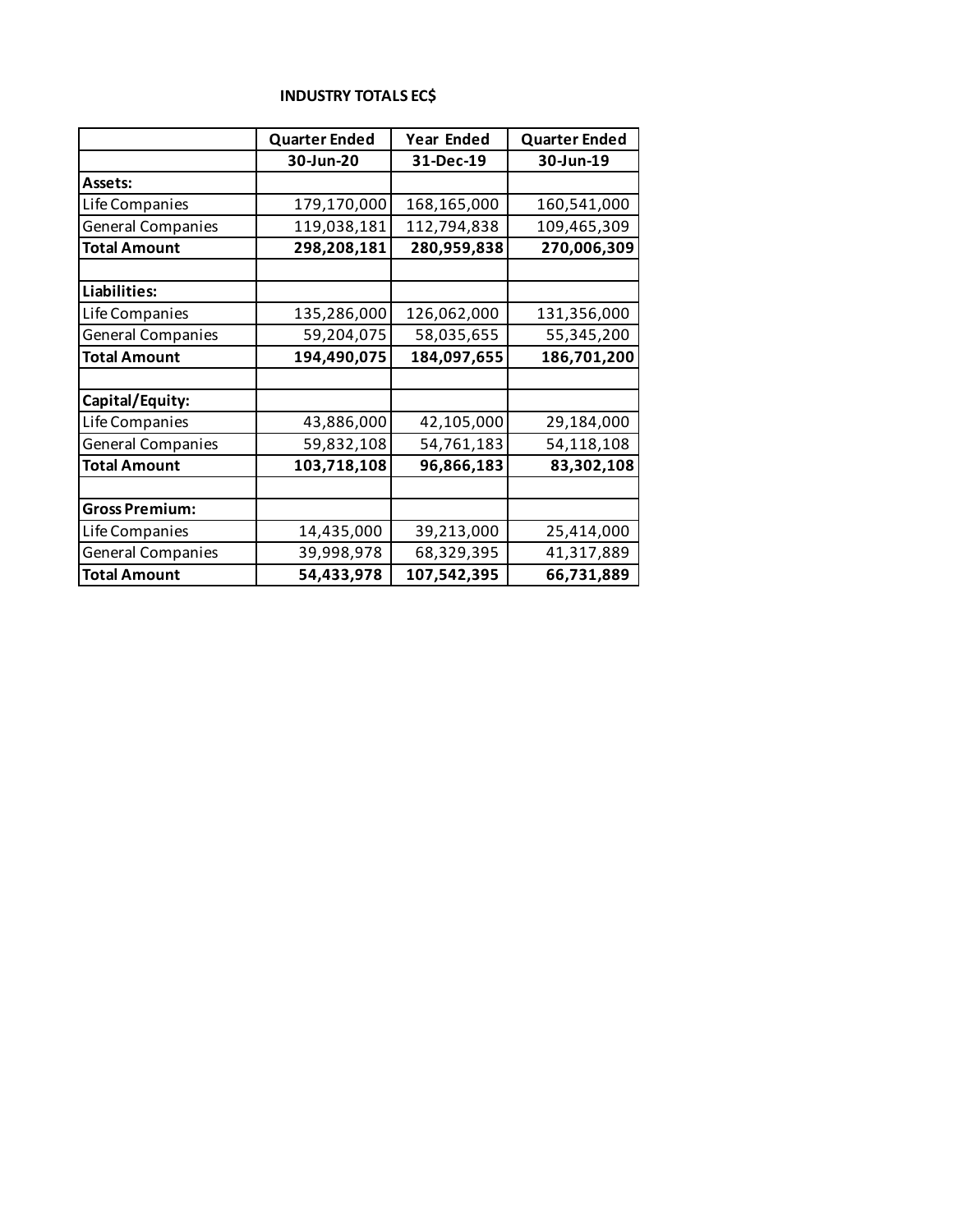**INDUSTRY TOTALS EC$**

| | Quarter Ended 30-Jun-20 | Year Ended 31-Dec-19 | Quarter Ended 30-Jun-19 |
|---|---|---|---|
| **Assets:** | | | |
| Life Companies | 179,170,000 | 168,165,000 | 160,541,000 |
| General Companies | 119,038,181 | 112,794,838 | 109,465,309 |
| **Total Amount** | **298,208,181** | **280,959,838** | **270,006,309** |
| | | | |
| **Liabilities:** | | | |
| Life Companies | 135,286,000 | 126,062,000 | 131,356,000 |
| General Companies | 59,204,075 | 58,035,655 | 55,345,200 |
| **Total Amount** | **194,490,075** | **184,097,655** | **186,701,200** |
| | | | |
| **Capital/Equity:** | | | |
| Life Companies | 43,886,000 | 42,105,000 | 29,184,000 |
| General Companies | 59,832,108 | 54,761,183 | 54,118,108 |
| **Total Amount** | **103,718,108** | **96,866,183** | **83,302,108** |
| | | | |
| **Gross Premium:** | | | |
| Life Companies | 14,435,000 | 39,213,000 | 25,414,000 |
| General Companies | 39,998,978 | 68,329,395 | 41,317,889 |
| **Total Amount** | **54,433,978** | **107,542,395** | **66,731,889** |